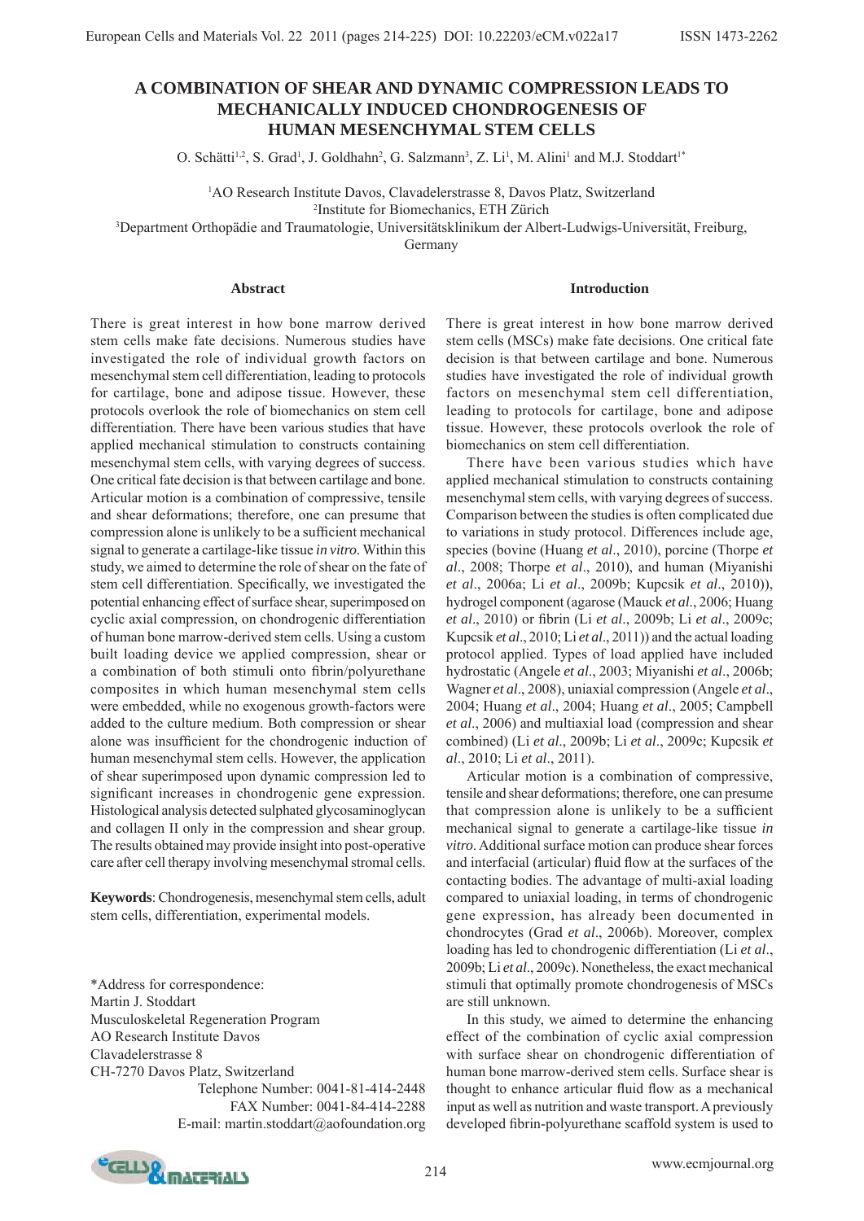# A COMBINATION OF SHEAR AND DYNAMIC COMPRESSION LEADS TO MECHANICALLY INDUCED CHONDROGENESIS OF HUMAN MESENCHYMAL STEM CELLS

O. Schätti[1,2], S. Grad[1], J. Goldhahn[2], G. Salzmann[3], Z. Li[1], M. Alini[1] and M.J. Stoddart[1*]

[1]AO Research Institute Davos, Clavadelerstrasse 8, Davos Platz, Switzerland
[2]Institute for Biomechanics, ETH Zürich
[3]Department Orthopädie and Traumatologie, Universitätsklinikum der Albert-Ludwigs-Universität, Freiburg, Germany

## Abstract

There is great interest in how bone marrow derived stem cells make fate decisions. Numerous studies have investigated the role of individual growth factors on mesenchymal stem cell differentiation, leading to protocols for cartilage, bone and adipose tissue. However, these protocols overlook the role of biomechanics on stem cell differentiation. There have been various studies that have applied mechanical stimulation to constructs containing mesenchymal stem cells, with varying degrees of success. One critical fate decision is that between cartilage and bone. Articular motion is a combination of compressive, tensile and shear deformations; therefore, one can presume that compression alone is unlikely to be a sufficient mechanical signal to generate a cartilage-like tissue *in vitro*. Within this study, we aimed to determine the role of shear on the fate of stem cell differentiation. Specifically, we investigated the potential enhancing effect of surface shear, superimposed on cyclic axial compression, on chondrogenic differentiation of human bone marrow-derived stem cells. Using a custom built loading device we applied compression, shear or a combination of both stimuli onto fibrin/polyurethane composites in which human mesenchymal stem cells were embedded, while no exogenous growth-factors were added to the culture medium. Both compression or shear alone was insufficient for the chondrogenic induction of human mesenchymal stem cells. However, the application of shear superimposed upon dynamic compression led to significant increases in chondrogenic gene expression. Histological analysis detected sulphated glycosaminoglycan and collagen II only in the compression and shear group. The results obtained may provide insight into post-operative care after cell therapy involving mesenchymal stromal cells.

**Keywords**: Chondrogenesis, mesenchymal stem cells, adult stem cells, differentiation, experimental models.

\*Address for correspondence:
Martin J. Stoddart
Musculoskeletal Regeneration Program
AO Research Institute Davos
Clavadelerstrasse 8
CH-7270 Davos Platz, Switzerland
Telephone Number: 0041-81-414-2448
FAX Number: 0041-84-414-2288
E-mail: martin.stoddart@aofoundation.org

## Introduction

There is great interest in how bone marrow derived stem cells (MSCs) make fate decisions. One critical fate decision is that between cartilage and bone. Numerous studies have investigated the role of individual growth factors on mesenchymal stem cell differentiation, leading to protocols for cartilage, bone and adipose tissue. However, these protocols overlook the role of biomechanics on stem cell differentiation.

There have been various studies which have applied mechanical stimulation to constructs containing mesenchymal stem cells, with varying degrees of success. Comparison between the studies is often complicated due to variations in study protocol. Differences include age, species (bovine (Huang *et al*., 2010), porcine (Thorpe *et al*., 2008; Thorpe *et al*., 2010), and human (Miyanishi *et al*., 2006a; Li *et al*., 2009b; Kupcsik *et al*., 2010)), hydrogel component (agarose (Mauck *et al*., 2006; Huang *et al*., 2010) or fibrin (Li *et al*., 2009b; Li *et al*., 2009c; Kupcsik *et al*., 2010; Li *et al*., 2011)) and the actual loading protocol applied. Types of load applied have included hydrostatic (Angele *et al*., 2003; Miyanishi *et al*., 2006b; Wagner *et al*., 2008), uniaxial compression (Angele *et al*., 2004; Huang *et al*., 2004; Huang *et al*., 2005; Campbell *et al*., 2006) and multiaxial load (compression and shear combined) (Li *et al*., 2009b; Li *et al*., 2009c; Kupcsik *et al*., 2010; Li *et al*., 2011).

Articular motion is a combination of compressive, tensile and shear deformations; therefore, one can presume that compression alone is unlikely to be a sufficient mechanical signal to generate a cartilage-like tissue *in vitro*. Additional surface motion can produce shear forces and interfacial (articular) fluid flow at the surfaces of the contacting bodies. The advantage of multi-axial loading compared to uniaxial loading, in terms of chondrogenic gene expression, has already been documented in chondrocytes (Grad *et al*., 2006b). Moreover, complex loading has led to chondrogenic differentiation (Li *et al*., 2009b; Li *et al*., 2009c). Nonetheless, the exact mechanical stimuli that optimally promote chondrogenesis of MSCs are still unknown.

In this study, we aimed to determine the enhancing effect of the combination of cyclic axial compression with surface shear on chondrogenic differentiation of human bone marrow-derived stem cells. Surface shear is thought to enhance articular fluid flow as a mechanical input as well as nutrition and waste transport. A previously developed fibrin-polyurethane scaffold system is used to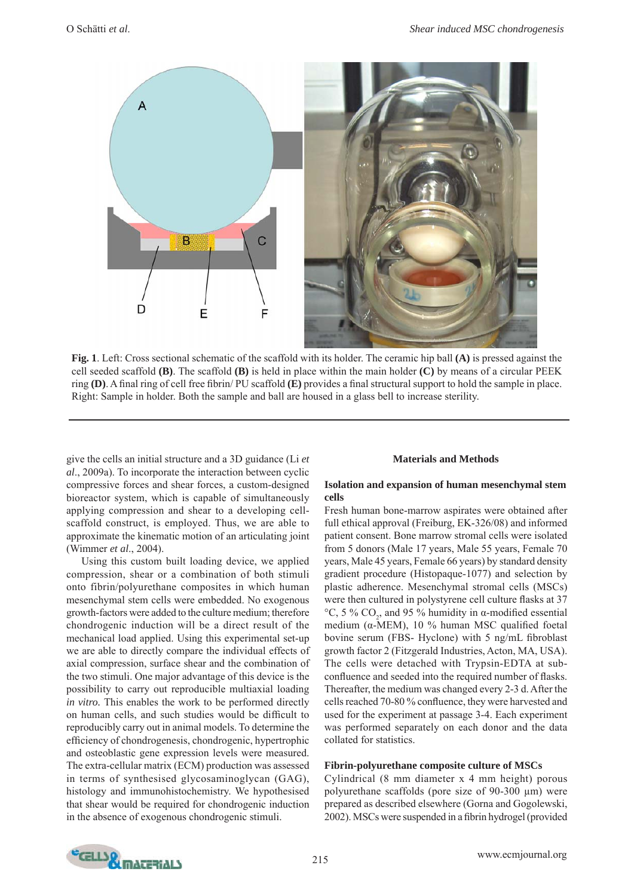**Fig. 1**. Left: Cross sectional schematic of the scaffold with its holder. The ceramic hip ball **(A)** is pressed against the cell seeded scaffold **(B)**. The scaffold **(B)** is held in place within the main holder **(C)** by means of a circular PEEK ring **(D)**. A final ring of cell free fibrin/ PU scaffold **(E)** provides a final structural support to hold the sample in place. Right: Sample in holder. Both the sample and ball are housed in a glass bell to increase sterility.

give the cells an initial structure and a 3D guidance (Li *et al*., 2009a). To incorporate the interaction between cyclic compressive forces and shear forces, a custom-designed bioreactor system, which is capable of simultaneously applying compression and shear to a developing cell-scaffold construct, is employed. Thus, we are able to approximate the kinematic motion of an articulating joint (Wimmer *et al*., 2004).

Using this custom built loading device, we applied compression, shear or a combination of both stimuli onto fibrin/polyurethane composites in which human mesenchymal stem cells were embedded. No exogenous growth-factors were added to the culture medium; therefore chondrogenic induction will be a direct result of the mechanical load applied. Using this experimental set-up we are able to directly compare the individual effects of axial compression, surface shear and the combination of the two stimuli. One major advantage of this device is the possibility to carry out reproducible multiaxial loading *in vitro.* This enables the work to be performed directly on human cells, and such studies would be difficult to reproducibly carry out in animal models. To determine the efficiency of chondrogenesis, chondrogenic, hypertrophic and osteoblastic gene expression levels were measured. The extra-cellular matrix (ECM) production was assessed in terms of synthesised glycosaminoglycan (GAG), histology and immunohistochemistry. We hypothesised that shear would be required for chondrogenic induction in the absence of exogenous chondrogenic stimuli.

## Materials and Methods

### Isolation and expansion of human mesenchymal stem cells

Fresh human bone-marrow aspirates were obtained after full ethical approval (Freiburg, EK-326/08) and informed patient consent. Bone marrow stromal cells were isolated from 5 donors (Male 17 years, Male 55 years, Female 70 years, Male 45 years, Female 66 years) by standard density gradient procedure (Histopaque-1077) and selection by plastic adherence. Mesenchymal stromal cells (MSCs) were then cultured in polystyrene cell culture flasks at 37 °C, 5 % $CO_2$, and 95 % humidity in α-modified essential medium (α-MEM), 10 % human MSC qualified foetal bovine serum (FBS- Hyclone) with 5 ng/mL fibroblast growth factor 2 (Fitzgerald Industries, Acton, MA, USA). The cells were detached with Trypsin-EDTA at sub-confluence and seeded into the required number of flasks. Thereafter, the medium was changed every 2-3 d. After the cells reached 70-80 % confluence, they were harvested and used for the experiment at passage 3-4. Each experiment was performed separately on each donor and the data collated for statistics.

### Fibrin-polyurethane composite culture of MSCs

Cylindrical (8 mm diameter x 4 mm height) porous polyurethane scaffolds (pore size of 90-300 µm) were prepared as described elsewhere (Gorna and Gogolewski, 2002). MSCs were suspended in a fibrin hydrogel (provided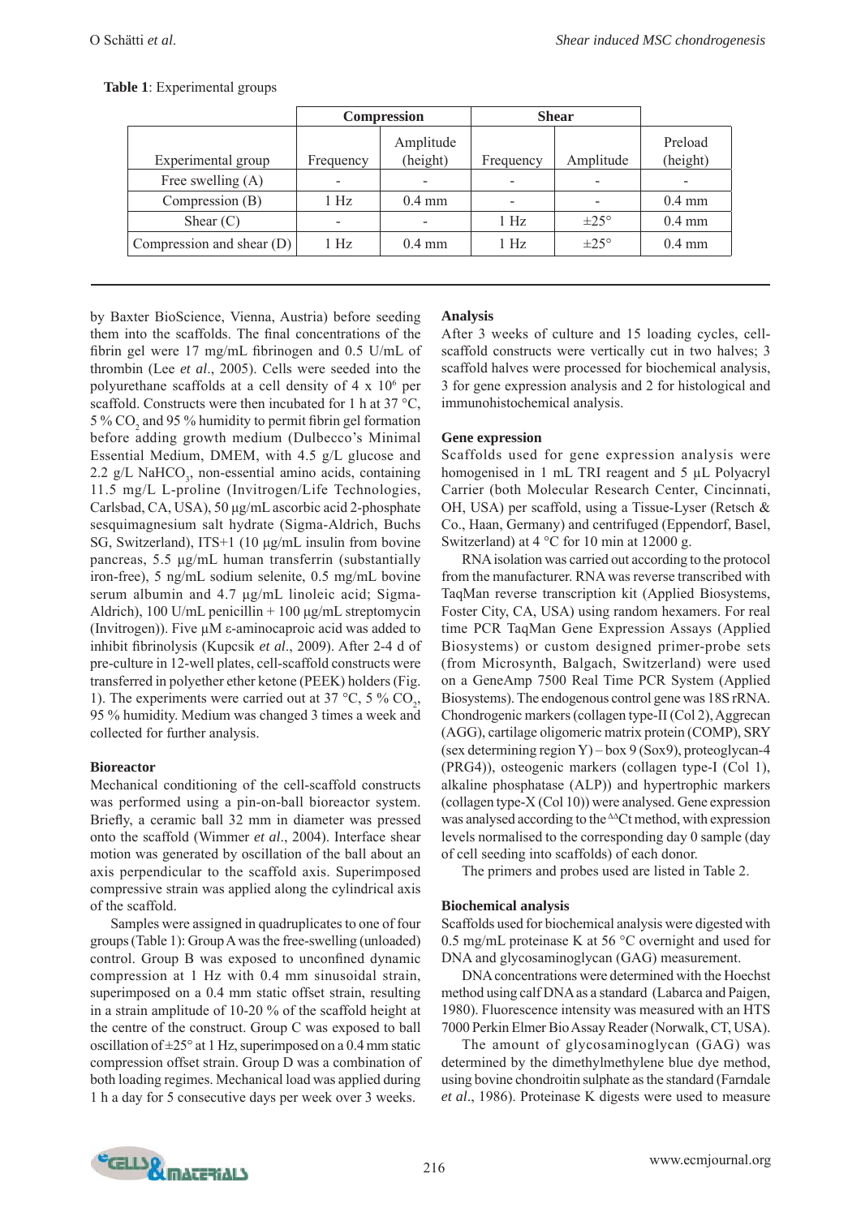**Table 1**: Experimental groups

| | Compression | | Shear | | |
|---|---|---|---|---|---|
| Experimental group | Frequency | Amplitude (height) | Frequency | Amplitude | Preload (height) |
| Free swelling (A) | - | - | - | - | - |
| Compression (B) | 1 Hz | 0.4 mm | - | - | 0.4 mm |
| Shear (C) | - | - | 1 Hz | ±25° | 0.4 mm |
| Compression and shear (D) | 1 Hz | 0.4 mm | 1 Hz | ±25° | 0.4 mm |

by Baxter BioScience, Vienna, Austria) before seeding them into the scaffolds. The final concentrations of the fibrin gel were 17 mg/mL fibrinogen and 0.5 U/mL of thrombin (Lee *et al*., 2005). Cells were seeded into the polyurethane scaffolds at a cell density of 4 x $10^6$ per scaffold. Constructs were then incubated for 1 h at 37 °C, 5 % $CO_2$ and 95 % humidity to permit fibrin gel formation before adding growth medium (Dulbecco's Minimal Essential Medium, DMEM, with 4.5 g/L glucose and 2.2 g/L $NaHCO_3$, non-essential amino acids, containing 11.5 mg/L L-proline (Invitrogen/Life Technologies, Carlsbad, CA, USA), 50 µg/mL ascorbic acid 2-phosphate sesquimagnesium salt hydrate (Sigma-Aldrich, Buchs SG, Switzerland), ITS+1 (10 µg/mL insulin from bovine pancreas, 5.5 µg/mL human transferrin (substantially iron-free), 5 ng/mL sodium selenite, 0.5 mg/mL bovine serum albumin and 4.7 µg/mL linoleic acid; Sigma-Aldrich), 100 U/mL penicillin + 100 µg/mL streptomycin (Invitrogen)). Five µM ε-aminocaproic acid was added to inhibit fibrinolysis (Kupcsik *et al*., 2009). After 2-4 d of pre-culture in 12-well plates, cell-scaffold constructs were transferred in polyether ether ketone (PEEK) holders (Fig. 1). The experiments were carried out at 37 °C, 5 % $CO_2$, 95 % humidity. Medium was changed 3 times a week and collected for further analysis.

### Bioreactor

Mechanical conditioning of the cell-scaffold constructs was performed using a pin-on-ball bioreactor system. Briefly, a ceramic ball 32 mm in diameter was pressed onto the scaffold (Wimmer *et al*., 2004). Interface shear motion was generated by oscillation of the ball about an axis perpendicular to the scaffold axis. Superimposed compressive strain was applied along the cylindrical axis of the scaffold.

Samples were assigned in quadruplicates to one of four groups (Table 1): Group A was the free-swelling (unloaded) control. Group B was exposed to unconfined dynamic compression at 1 Hz with 0.4 mm sinusoidal strain, superimposed on a 0.4 mm static offset strain, resulting in a strain amplitude of 10-20 % of the scaffold height at the centre of the construct. Group C was exposed to ball oscillation of ±25° at 1 Hz, superimposed on a 0.4 mm static compression offset strain. Group D was a combination of both loading regimes. Mechanical load was applied during 1 h a day for 5 consecutive days per week over 3 weeks.

### Analysis

After 3 weeks of culture and 15 loading cycles, cell-scaffold constructs were vertically cut in two halves; 3 scaffold halves were processed for biochemical analysis, 3 for gene expression analysis and 2 for histological and immunohistochemical analysis.

### Gene expression

Scaffolds used for gene expression analysis were homogenised in 1 mL TRI reagent and 5 µL Polyacryl Carrier (both Molecular Research Center, Cincinnati, OH, USA) per scaffold, using a Tissue-Lyser (Retsch & Co., Haan, Germany) and centrifuged (Eppendorf, Basel, Switzerland) at 4 °C for 10 min at 12000 g.

RNA isolation was carried out according to the protocol from the manufacturer. RNA was reverse transcribed with TaqMan reverse transcription kit (Applied Biosystems, Foster City, CA, USA) using random hexamers. For real time PCR TaqMan Gene Expression Assays (Applied Biosystems) or custom designed primer-probe sets (from Microsynth, Balgach, Switzerland) were used on a GeneAmp 7500 Real Time PCR System (Applied Biosystems). The endogenous control gene was 18S rRNA. Chondrogenic markers (collagen type-II (Col 2), Aggrecan (AGG), cartilage oligomeric matrix protein (COMP), SRY (sex determining region Y) – box 9 (Sox9), proteoglycan-4 (PRG4)), osteogenic markers (collagen type-I (Col 1), alkaline phosphatase (ALP)) and hypertrophic markers (collagen type-X (Col 10)) were analysed. Gene expression was analysed according to the $^{\Delta\Delta}$Ct method, with expression levels normalised to the corresponding day 0 sample (day of cell seeding into scaffolds) of each donor.

The primers and probes used are listed in Table 2.

### Biochemical analysis

Scaffolds used for biochemical analysis were digested with 0.5 mg/mL proteinase K at 56 °C overnight and used for DNA and glycosaminoglycan (GAG) measurement.

DNA concentrations were determined with the Hoechst method using calf DNA as a standard (Labarca and Paigen, 1980). Fluorescence intensity was measured with an HTS 7000 Perkin Elmer Bio Assay Reader (Norwalk, CT, USA).

The amount of glycosaminoglycan (GAG) was determined by the dimethylmethylene blue dye method, using bovine chondroitin sulphate as the standard (Farndale *et al*., 1986). Proteinase K digests were used to measure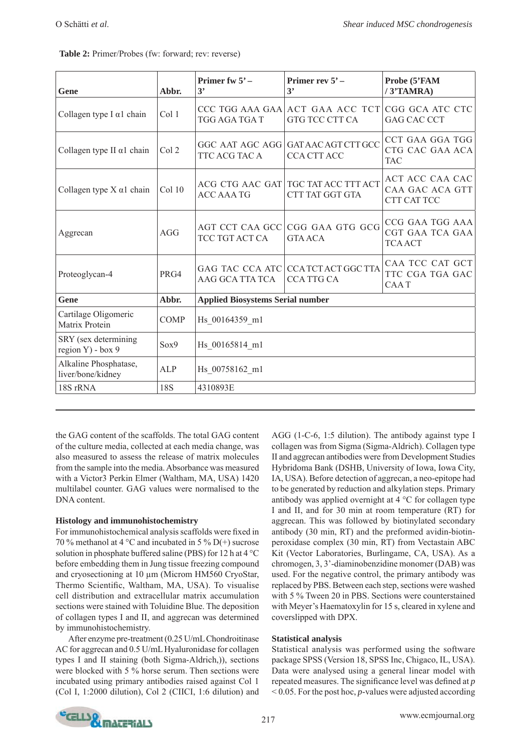**Table 2:** Primer/Probes (fw: forward; rev: reverse)

| Gene | Abbr. | Primer fw 5' – 3' | Primer rev 5' – 3' | Probe (5'FAM / 3'TAMRA) |
|---|---|---|---|---|
| Collagen type I α1 chain | Col 1 | CCC TGG AAA GAA TGG AGA TGA T | ACT GAA ACC TCT GTG TCC CTT CA | CGG GCA ATC CTC GAG CAC CCT |
| Collagen type II α1 chain | Col 2 | GGC AAT AGC AGG TTC ACG TAC A | GAT AAC AGT CTT GCC CCA CTT ACC | CCT GAA GGA TGG CTG CAC GAA ACA TAC |
| Collagen type X α1 chain | Col 10 | ACG CTG AAC GAT ACC AAA TG | TGC TAT ACC TTT ACT CTT TAT GGT GTA | ACT ACC CAA CAC CAA GAC ACA GTT CTT CAT TCC |
| Aggrecan | AGG | AGT CCT CAA GCC TCC TGT ACT CA | CGG GAA GTG GCG GTA ACA | CCG GAA TGG AAA CGT GAA TCA GAA TCA ACT |
| Proteoglycan-4 | PRG4 | GAG TAC CCA ATC AAG GCA TTA TCA | CCA TCT ACT GGC TTA CCA TTG CA | CAA TCC CAT GCT TTC CGA TGA GAC CAA T |
| **Gene** | **Abbr.** | **Applied Biosystems Serial number** | | |
| Cartilage Oligomeric Matrix Protein | COMP | Hs_00164359_m1 | | |
| SRY (sex determining region Y) - box 9 | Sox9 | Hs_00165814_m1 | | |
| Alkaline Phosphatase, liver/bone/kidney | ALP | Hs_00758162_m1 | | |
| 18S rRNA | 18S | 4310893E | | |

the GAG content of the scaffolds. The total GAG content of the culture media, collected at each media change, was also measured to assess the release of matrix molecules from the sample into the media. Absorbance was measured with a Victor3 Perkin Elmer (Waltham, MA, USA) 1420 multilabel counter. GAG values were normalised to the DNA content.

### Histology and immunohistochemistry

For immunohistochemical analysis scaffolds were fixed in 70 % methanol at 4 °C and incubated in 5 % D(+) sucrose solution in phosphate buffered saline (PBS) for 12 h at 4 °C before embedding them in Jung tissue freezing compound and cryosectioning at 10 µm (Microm HM560 CryoStar, Thermo Scientific, Waltham, MA, USA). To visualise cell distribution and extracellular matrix accumulation sections were stained with Toluidine Blue. The deposition of collagen types I and II, and aggrecan was determined by immunohistochemistry.

After enzyme pre-treatment (0.25 U/mL Chondroitinase AC for aggrecan and 0.5 U/mL Hyaluronidase for collagen types I and II staining (both Sigma-Aldrich,)), sections were blocked with 5 % horse serum. Then sections were incubated using primary antibodies raised against Col 1 (Col I, 1:2000 dilution), Col 2 (CIICI, 1:6 dilution) and AGG (1-C-6, 1:5 dilution). The antibody against type I collagen was from Sigma (Sigma-Aldrich). Collagen type II and aggrecan antibodies were from Development Studies Hybridoma Bank (DSHB, University of Iowa, Iowa City, IA, USA). Before detection of aggrecan, a neo-epitope had to be generated by reduction and alkylation steps. Primary antibody was applied overnight at 4 °C for collagen type I and II, and for 30 min at room temperature (RT) for aggrecan. This was followed by biotinylated secondary antibody (30 min, RT) and the preformed avidin-biotin-peroxidase complex (30 min, RT) from Vectastain ABC Kit (Vector Laboratories, Burlingame, CA, USA). As a chromogen, 3, 3'-diaminobenzidine monomer (DAB) was used. For the negative control, the primary antibody was replaced by PBS. Between each step, sections were washed with 5 % Tween 20 in PBS. Sections were counterstained with Meyer's Haematoxylin for 15 s, cleared in xylene and coverslipped with DPX.

### Statistical analysis

Statistical analysis was performed using the software package SPSS (Version 18, SPSS Inc, Chigaco, IL, USA). Data were analysed using a general linear model with repeated measures. The significance level was defined at $p < 0.05$. For the post hoc, *p*-values were adjusted according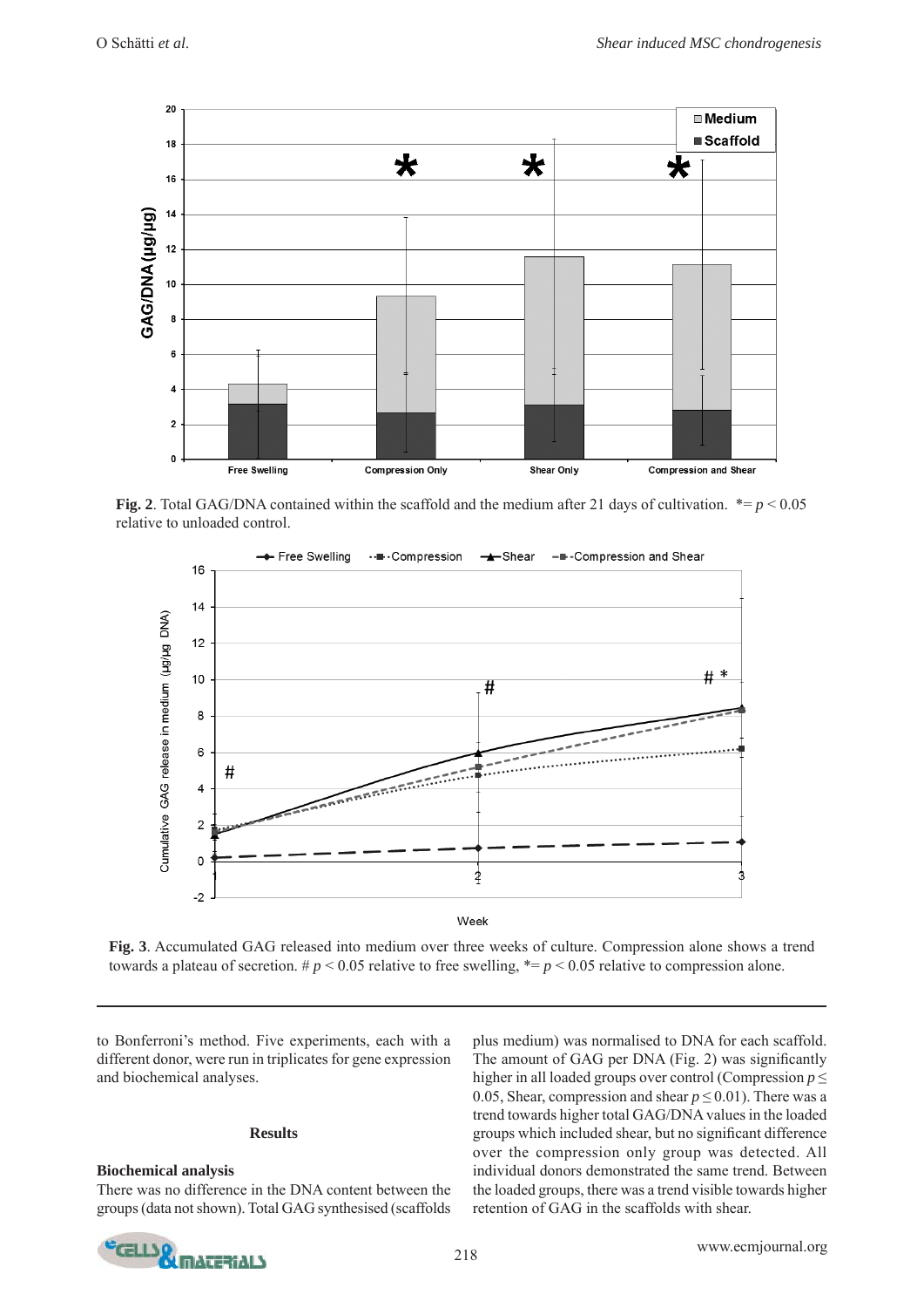**Fig. 2**. Total GAG/DNA contained within the scaffold and the medium after 21 days of cultivation. *= $p < 0.05$ relative to unloaded control.

**Fig. 3**. Accumulated GAG released into medium over three weeks of culture. Compression alone shows a trend towards a plateau of secretion. # $p < 0.05$ relative to free swelling, *= $p < 0.05$ relative to compression alone.

to Bonferroni's method. Five experiments, each with a different donor, were run in triplicates for gene expression and biochemical analyses.

## Results

### Biochemical analysis

There was no difference in the DNA content between the groups (data not shown). Total GAG synthesised (scaffolds plus medium) was normalised to DNA for each scaffold. The amount of GAG per DNA (Fig. 2) was significantly higher in all loaded groups over control (Compression $p \leq 0.05$, Shear, compression and shear $p \leq 0.01$). There was a trend towards higher total GAG/DNA values in the loaded groups which included shear, but no significant difference over the compression only group was detected. All individual donors demonstrated the same trend. Between the loaded groups, there was a trend visible towards higher retention of GAG in the scaffolds with shear.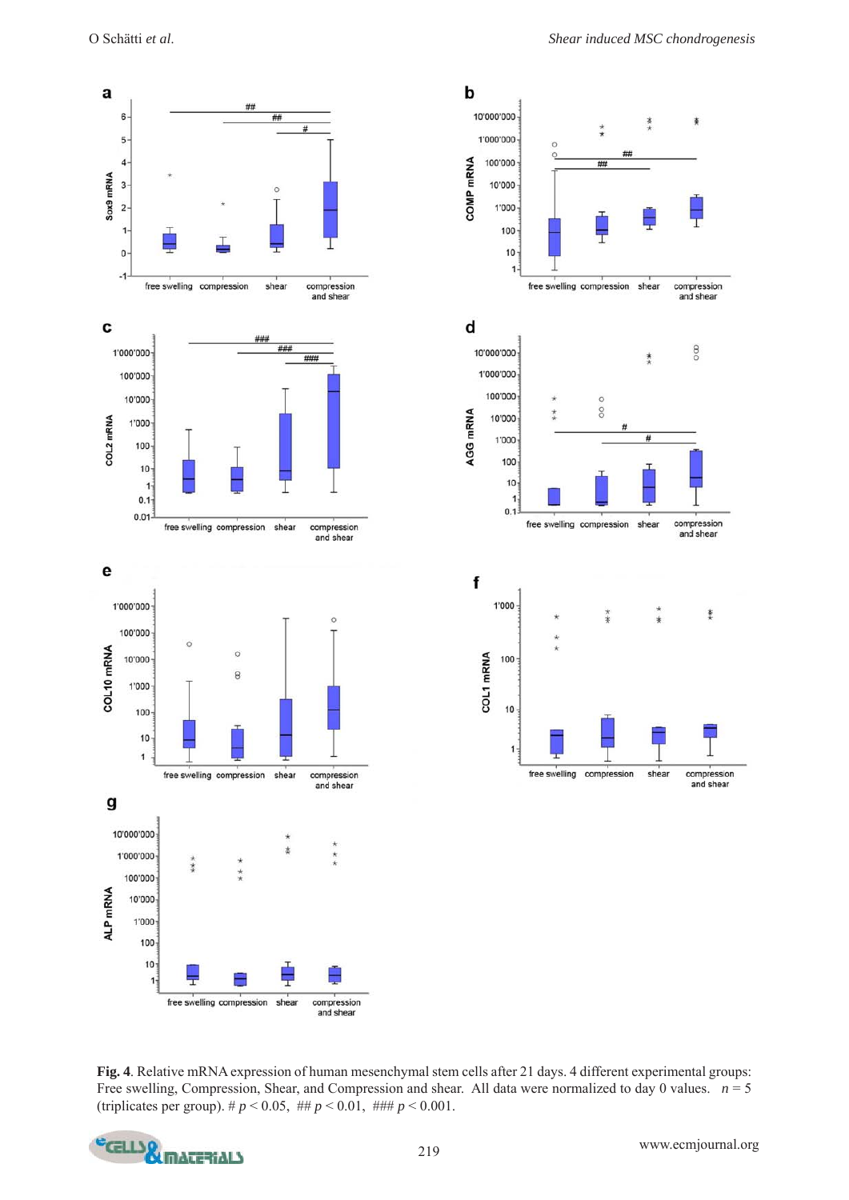**Fig. 4**. Relative mRNA expression of human mesenchymal stem cells after 21 days. 4 different experimental groups: Free swelling, Compression, Shear, and Compression and shear. All data were normalized to day 0 values. $n = 5$ (triplicates per group). # $p < 0.05$, ## $p < 0.01$, ### $p < 0.001$.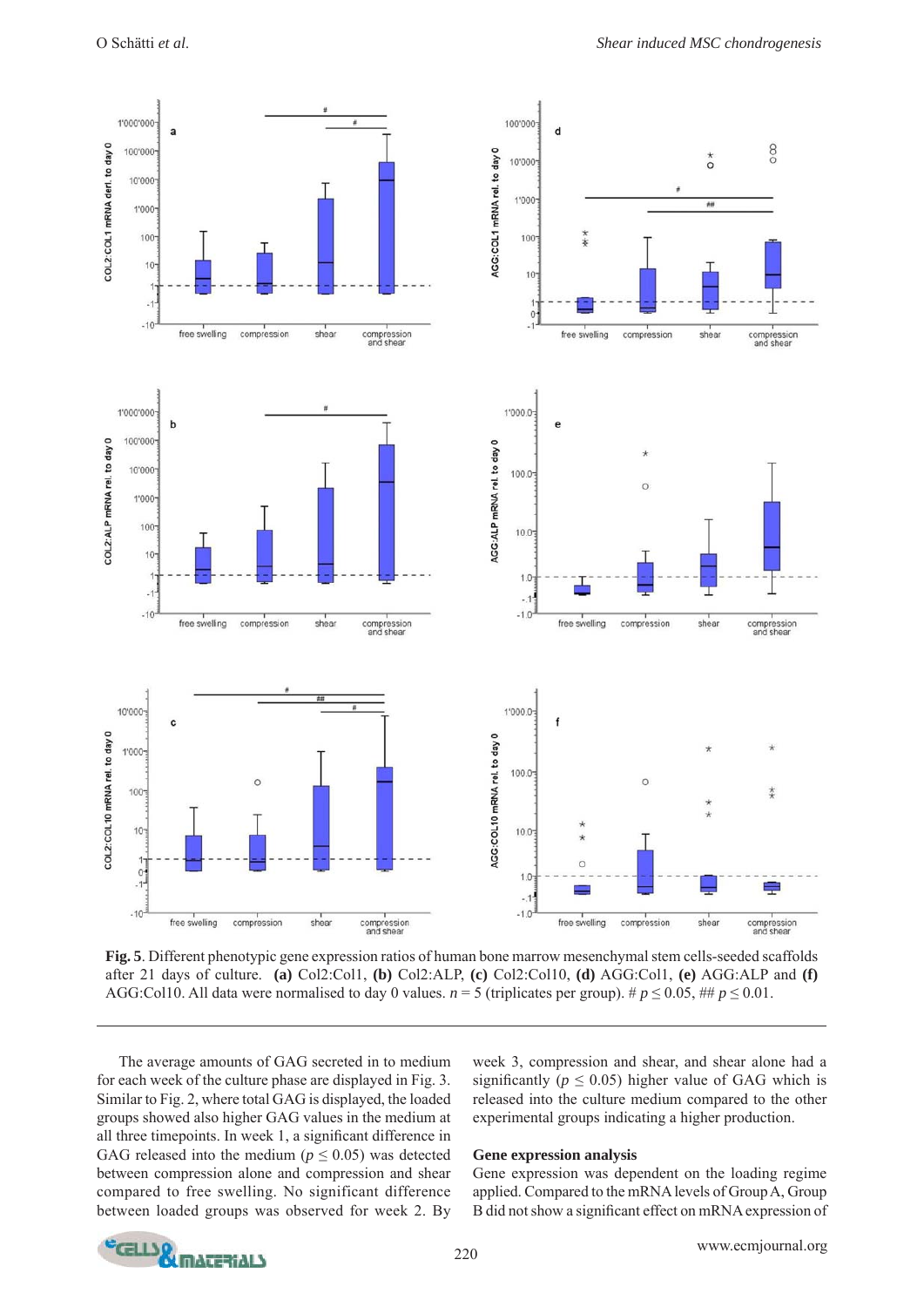**Fig. 5**. Different phenotypic gene expression ratios of human bone marrow mesenchymal stem cells-seeded scaffolds after 21 days of culture. **(a)** Col2:Col1, **(b)** Col2:ALP, **(c)** Col2:Col10, **(d)** AGG:Col1, **(e)** AGG:ALP and **(f)** AGG:Col10. All data were normalised to day 0 values. $n = 5$ (triplicates per group). # $p \leq 0.05$, ## $p \leq 0.01$.

The average amounts of GAG secreted in to medium for each week of the culture phase are displayed in Fig. 3. Similar to Fig. 2, where total GAG is displayed, the loaded groups showed also higher GAG values in the medium at all three timepoints. In week 1, a significant difference in GAG released into the medium ($p \leq 0.05$) was detected between compression alone and compression and shear compared to free swelling. No significant difference between loaded groups was observed for week 2. By week 3, compression and shear, and shear alone had a significantly ($p \leq 0.05$) higher value of GAG which is released into the culture medium compared to the other experimental groups indicating a higher production.

### Gene expression analysis

Gene expression was dependent on the loading regime applied. Compared to the mRNA levels of Group A, Group B did not show a significant effect on mRNA expression of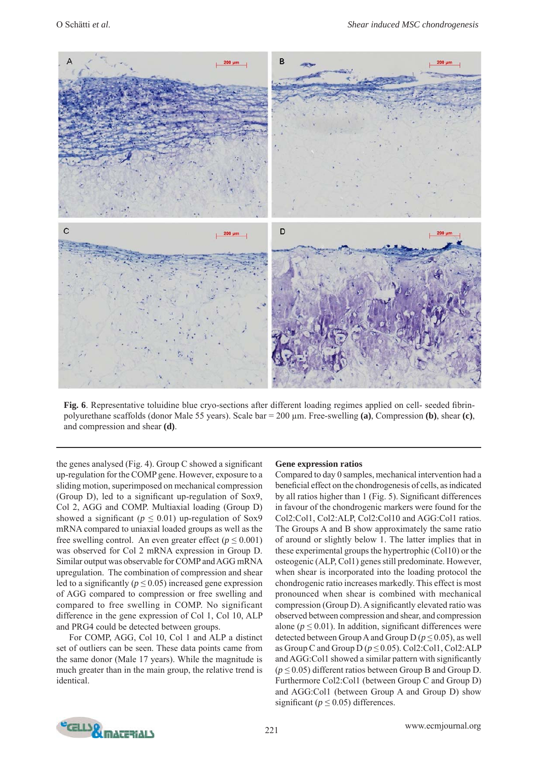**Fig. 6**. Representative toluidine blue cryo-sections after different loading regimes applied on cell- seeded fibrin-polyurethane scaffolds (donor Male 55 years). Scale bar = 200 µm. Free-swelling **(a)**, Compression **(b)**, shear **(c)**, and compression and shear **(d)**.

the genes analysed (Fig. 4). Group C showed a significant up-regulation for the COMP gene. However, exposure to a sliding motion, superimposed on mechanical compression (Group D), led to a significant up-regulation of Sox9, Col 2, AGG and COMP. Multiaxial loading (Group D) showed a significant ($p \leq 0.01$) up-regulation of Sox9 mRNA compared to uniaxial loaded groups as well as the free swelling control. An even greater effect ($p \leq 0.001$) was observed for Col 2 mRNA expression in Group D. Similar output was observable for COMP and AGG mRNA upregulation. The combination of compression and shear led to a significantly ($p \leq 0.05$) increased gene expression of AGG compared to compression or free swelling and compared to free swelling in COMP. No significant difference in the gene expression of Col 1, Col 10, ALP and PRG4 could be detected between groups.

For COMP, AGG, Col 10, Col 1 and ALP a distinct set of outliers can be seen. These data points came from the same donor (Male 17 years). While the magnitude is much greater than in the main group, the relative trend is identical.

**Gene expression ratios**

Compared to day 0 samples, mechanical intervention had a beneficial effect on the chondrogenesis of cells, as indicated by all ratios higher than 1 (Fig. 5). Significant differences in favour of the chondrogenic markers were found for the Col2:Col1, Col2:ALP, Col2:Col10 and AGG:Col1 ratios. The Groups A and B show approximately the same ratio of around or slightly below 1. The latter implies that in these experimental groups the hypertrophic (Col10) or the osteogenic (ALP, Col1) genes still predominate. However, when shear is incorporated into the loading protocol the chondrogenic ratio increases markedly. This effect is most pronounced when shear is combined with mechanical compression (Group D). A significantly elevated ratio was observed between compression and shear, and compression alone ($p \leq 0.01$). In addition, significant differences were detected between Group A and Group D ($p \leq 0.05$), as well as Group C and Group D ($p \leq 0.05$). Col2:Col1, Col2:ALP and AGG:Col1 showed a similar pattern with significantly ($p \leq 0.05$) different ratios between Group B and Group D. Furthermore Col2:Col1 (between Group C and Group D) and AGG:Col1 (between Group A and Group D) show significant ($p \leq 0.05$) differences.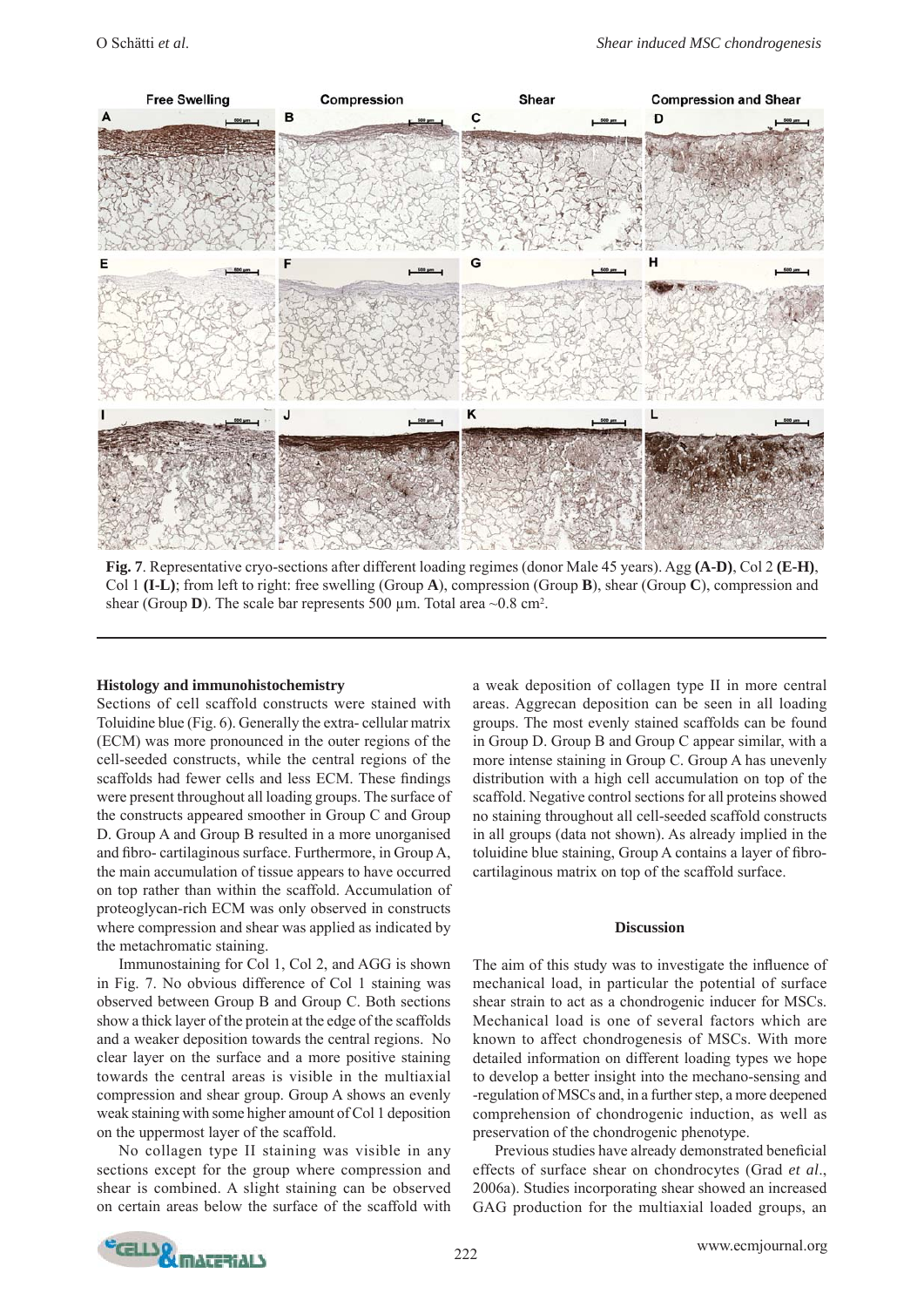**Fig. 7**. Representative cryo-sections after different loading regimes (donor Male 45 years). Agg **(A-D)**, Col 2 **(E-H)**, Col 1 **(I-L)**; from left to right: free swelling (Group **A**), compression (Group **B**), shear (Group **C**), compression and shear (Group **D**). The scale bar represents 500 µm. Total area ~0.8 cm².

### Histology and immunohistochemistry

Sections of cell scaffold constructs were stained with Toluidine blue (Fig. 6). Generally the extra- cellular matrix (ECM) was more pronounced in the outer regions of the cell-seeded constructs, while the central regions of the scaffolds had fewer cells and less ECM. These findings were present throughout all loading groups. The surface of the constructs appeared smoother in Group C and Group D. Group A and Group B resulted in a more unorganised and fibro- cartilaginous surface. Furthermore, in Group A, the main accumulation of tissue appears to have occurred on top rather than within the scaffold. Accumulation of proteoglycan-rich ECM was only observed in constructs where compression and shear was applied as indicated by the metachromatic staining.

Immunostaining for Col 1, Col 2, and AGG is shown in Fig. 7. No obvious difference of Col 1 staining was observed between Group B and Group C. Both sections show a thick layer of the protein at the edge of the scaffolds and a weaker deposition towards the central regions. No clear layer on the surface and a more positive staining towards the central areas is visible in the multiaxial compression and shear group. Group A shows an evenly weak staining with some higher amount of Col 1 deposition on the uppermost layer of the scaffold.

No collagen type II staining was visible in any sections except for the group where compression and shear is combined. A slight staining can be observed on certain areas below the surface of the scaffold with a weak deposition of collagen type II in more central areas. Aggrecan deposition can be seen in all loading groups. The most evenly stained scaffolds can be found in Group D. Group B and Group C appear similar, with a more intense staining in Group C. Group A has unevenly distribution with a high cell accumulation on top of the scaffold. Negative control sections for all proteins showed no staining throughout all cell-seeded scaffold constructs in all groups (data not shown). As already implied in the toluidine blue staining, Group A contains a layer of fibro-cartilaginous matrix on top of the scaffold surface.

## Discussion

The aim of this study was to investigate the influence of mechanical load, in particular the potential of surface shear strain to act as a chondrogenic inducer for MSCs. Mechanical load is one of several factors which are known to affect chondrogenesis of MSCs. With more detailed information on different loading types we hope to develop a better insight into the mechano-sensing and -regulation of MSCs and, in a further step, a more deepened comprehension of chondrogenic induction, as well as preservation of the chondrogenic phenotype.

Previous studies have already demonstrated beneficial effects of surface shear on chondrocytes (Grad *et al*., 2006a). Studies incorporating shear showed an increased GAG production for the multiaxial loaded groups, an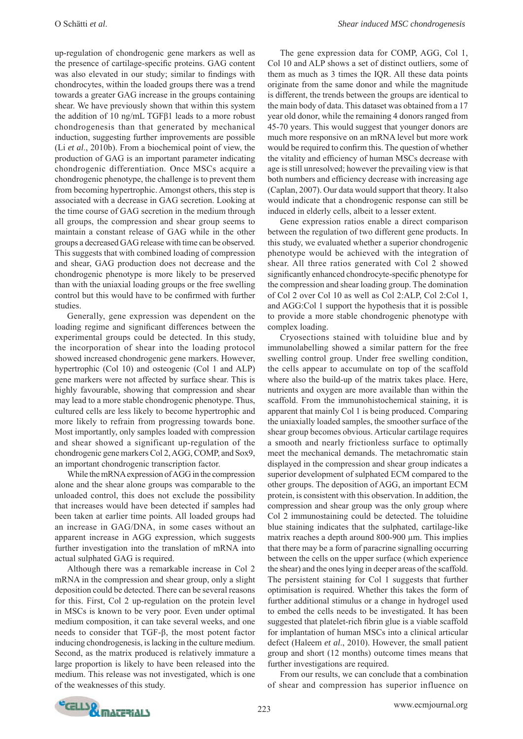up-regulation of chondrogenic gene markers as well as the presence of cartilage-specific proteins. GAG content was also elevated in our study; similar to findings with chondrocytes, within the loaded groups there was a trend towards a greater GAG increase in the groups containing shear. We have previously shown that within this system the addition of 10 ng/mL TGFβ1 leads to a more robust chondrogenesis than that generated by mechanical induction, suggesting further improvements are possible (Li *et al*., 2010b). From a biochemical point of view, the production of GAG is an important parameter indicating chondrogenic differentiation. Once MSCs acquire a chondrogenic phenotype, the challenge is to prevent them from becoming hypertrophic. Amongst others, this step is associated with a decrease in GAG secretion. Looking at the time course of GAG secretion in the medium through all groups, the compression and shear group seems to maintain a constant release of GAG while in the other groups a decreased GAG release with time can be observed. This suggests that with combined loading of compression and shear, GAG production does not decrease and the chondrogenic phenotype is more likely to be preserved than with the uniaxial loading groups or the free swelling control but this would have to be confirmed with further studies.

Generally, gene expression was dependent on the loading regime and significant differences between the experimental groups could be detected. In this study, the incorporation of shear into the loading protocol showed increased chondrogenic gene markers. However, hypertrophic (Col 10) and osteogenic (Col 1 and ALP) gene markers were not affected by surface shear. This is highly favourable, showing that compression and shear may lead to a more stable chondrogenic phenotype. Thus, cultured cells are less likely to become hypertrophic and more likely to refrain from progressing towards bone. Most importantly, only samples loaded with compression and shear showed a significant up-regulation of the chondrogenic gene markers Col 2, AGG, COMP, and Sox9, an important chondrogenic transcription factor.

While the mRNA expression of AGG in the compression alone and the shear alone groups was comparable to the unloaded control, this does not exclude the possibility that increases would have been detected if samples had been taken at earlier time points. All loaded groups had an increase in GAG/DNA, in some cases without an apparent increase in AGG expression, which suggests further investigation into the translation of mRNA into actual sulphated GAG is required.

Although there was a remarkable increase in Col 2 mRNA in the compression and shear group, only a slight deposition could be detected. There can be several reasons for this. First, Col 2 up-regulation on the protein level in MSCs is known to be very poor. Even under optimal medium composition, it can take several weeks, and one needs to consider that TGF-β, the most potent factor inducing chondrogenesis, is lacking in the culture medium. Second, as the matrix produced is relatively immature a large proportion is likely to have been released into the medium. This release was not investigated, which is one of the weaknesses of this study.

The gene expression data for COMP, AGG, Col 1, Col 10 and ALP shows a set of distinct outliers, some of them as much as 3 times the IQR. All these data points originate from the same donor and while the magnitude is different, the trends between the groups are identical to the main body of data. This dataset was obtained from a 17 year old donor, while the remaining 4 donors ranged from 45-70 years. This would suggest that younger donors are much more responsive on an mRNA level but more work would be required to confirm this. The question of whether the vitality and efficiency of human MSCs decrease with age is still unresolved; however the prevailing view is that both numbers and efficiency decrease with increasing age (Caplan, 2007). Our data would support that theory. It also would indicate that a chondrogenic response can still be induced in elderly cells, albeit to a lesser extent.

Gene expression ratios enable a direct comparison between the regulation of two different gene products. In this study, we evaluated whether a superior chondrogenic phenotype would be achieved with the integration of shear. All three ratios generated with Col 2 showed significantly enhanced chondrocyte-specific phenotype for the compression and shear loading group. The domination of Col 2 over Col 10 as well as Col 2:ALP, Col 2:Col 1, and AGG:Col 1 support the hypothesis that it is possible to provide a more stable chondrogenic phenotype with complex loading.

Cryosections stained with toluidine blue and by immunolabelling showed a similar pattern for the free swelling control group. Under free swelling condition, the cells appear to accumulate on top of the scaffold where also the build-up of the matrix takes place. Here, nutrients and oxygen are more available than within the scaffold. From the immunohistochemical staining, it is apparent that mainly Col 1 is being produced. Comparing the uniaxially loaded samples, the smoother surface of the shear group becomes obvious. Articular cartilage requires a smooth and nearly frictionless surface to optimally meet the mechanical demands. The metachromatic stain displayed in the compression and shear group indicates a superior development of sulphated ECM compared to the other groups. The deposition of AGG, an important ECM protein, is consistent with this observation. In addition, the compression and shear group was the only group where Col 2 immunostaining could be detected. The toluidine blue staining indicates that the sulphated, cartilage-like matrix reaches a depth around 800-900 µm. This implies that there may be a form of paracrine signalling occurring between the cells on the upper surface (which experience the shear) and the ones lying in deeper areas of the scaffold. The persistent staining for Col 1 suggests that further optimisation is required. Whether this takes the form of further additional stimulus or a change in hydrogel used to embed the cells needs to be investigated. It has been suggested that platelet-rich fibrin glue is a viable scaffold for implantation of human MSCs into a clinical articular defect (Haleem *et al*., 2010). However, the small patient group and short (12 months) outcome times means that further investigations are required.

From our results, we can conclude that a combination of shear and compression has superior influence on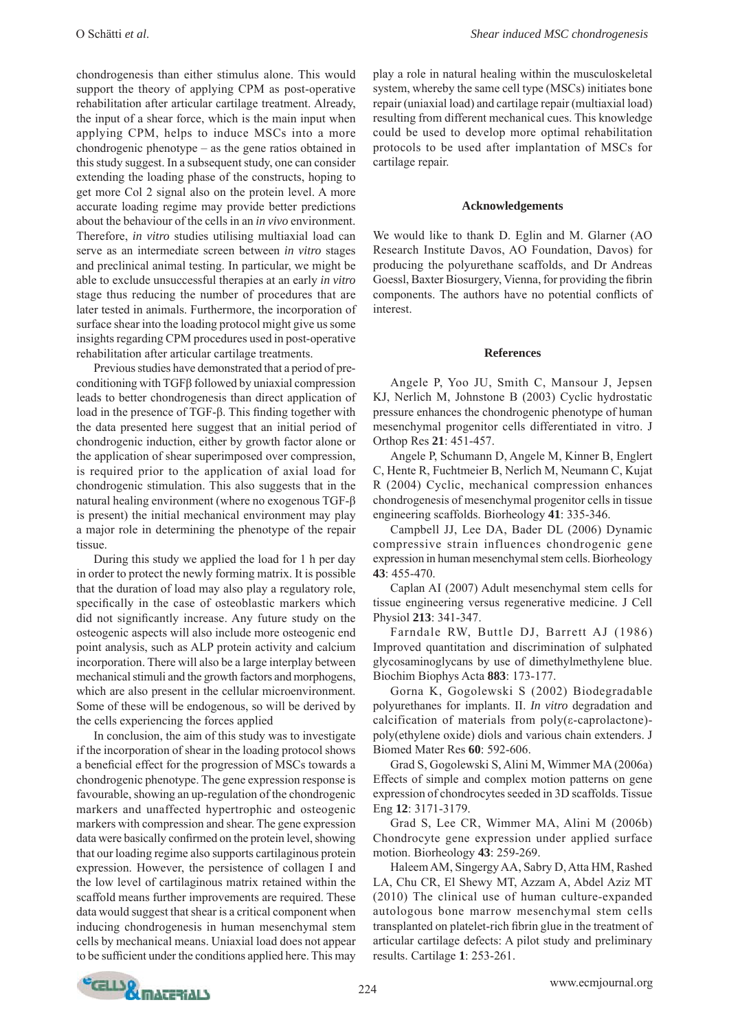chondrogenesis than either stimulus alone. This would support the theory of applying CPM as post-operative rehabilitation after articular cartilage treatment. Already, the input of a shear force, which is the main input when applying CPM, helps to induce MSCs into a more chondrogenic phenotype – as the gene ratios obtained in this study suggest. In a subsequent study, one can consider extending the loading phase of the constructs, hoping to get more Col 2 signal also on the protein level. A more accurate loading regime may provide better predictions about the behaviour of the cells in an *in vivo* environment. Therefore, *in vitro* studies utilising multiaxial load can serve as an intermediate screen between *in vitro* stages and preclinical animal testing. In particular, we might be able to exclude unsuccessful therapies at an early *in vitro* stage thus reducing the number of procedures that are later tested in animals. Furthermore, the incorporation of surface shear into the loading protocol might give us some insights regarding CPM procedures used in post-operative rehabilitation after articular cartilage treatments.

Previous studies have demonstrated that a period of pre-conditioning with TGFβ followed by uniaxial compression leads to better chondrogenesis than direct application of load in the presence of TGF-β. This finding together with the data presented here suggest that an initial period of chondrogenic induction, either by growth factor alone or the application of shear superimposed over compression, is required prior to the application of axial load for chondrogenic stimulation. This also suggests that in the natural healing environment (where no exogenous TGF-β is present) the initial mechanical environment may play a major role in determining the phenotype of the repair tissue.

During this study we applied the load for 1 h per day in order to protect the newly forming matrix. It is possible that the duration of load may also play a regulatory role, specifically in the case of osteoblastic markers which did not significantly increase. Any future study on the osteogenic aspects will also include more osteogenic end point analysis, such as ALP protein activity and calcium incorporation. There will also be a large interplay between mechanical stimuli and the growth factors and morphogens, which are also present in the cellular microenvironment. Some of these will be endogenous, so will be derived by the cells experiencing the forces applied

In conclusion, the aim of this study was to investigate if the incorporation of shear in the loading protocol shows a beneficial effect for the progression of MSCs towards a chondrogenic phenotype. The gene expression response is favourable, showing an up-regulation of the chondrogenic markers and unaffected hypertrophic and osteogenic markers with compression and shear. The gene expression data were basically confirmed on the protein level, showing that our loading regime also supports cartilaginous protein expression. However, the persistence of collagen I and the low level of cartilaginous matrix retained within the scaffold means further improvements are required. These data would suggest that shear is a critical component when inducing chondrogenesis in human mesenchymal stem cells by mechanical means. Uniaxial load does not appear to be sufficient under the conditions applied here. This may play a role in natural healing within the musculoskeletal system, whereby the same cell type (MSCs) initiates bone repair (uniaxial load) and cartilage repair (multiaxial load) resulting from different mechanical cues. This knowledge could be used to develop more optimal rehabilitation protocols to be used after implantation of MSCs for cartilage repair.

## Acknowledgements

We would like to thank D. Eglin and M. Glarner (AO Research Institute Davos, AO Foundation, Davos) for producing the polyurethane scaffolds, and Dr Andreas Goessl, Baxter Biosurgery, Vienna, for providing the fibrin components. The authors have no potential conflicts of interest.

## References

Angele P, Yoo JU, Smith C, Mansour J, Jepsen KJ, Nerlich M, Johnstone B (2003) Cyclic hydrostatic pressure enhances the chondrogenic phenotype of human mesenchymal progenitor cells differentiated in vitro. J Orthop Res **21**: 451-457.

Angele P, Schumann D, Angele M, Kinner B, Englert C, Hente R, Fuchtmeier B, Nerlich M, Neumann C, Kujat R (2004) Cyclic, mechanical compression enhances chondrogenesis of mesenchymal progenitor cells in tissue engineering scaffolds. Biorheology **41**: 335-346.

Campbell JJ, Lee DA, Bader DL (2006) Dynamic compressive strain influences chondrogenic gene expression in human mesenchymal stem cells. Biorheology **43**: 455-470.

Caplan AI (2007) Adult mesenchymal stem cells for tissue engineering versus regenerative medicine. J Cell Physiol **213**: 341-347.

Farndale RW, Buttle DJ, Barrett AJ (1986) Improved quantitation and discrimination of sulphated glycosaminoglycans by use of dimethylmethylene blue. Biochim Biophys Acta **883**: 173-177.

Gorna K, Gogolewski S (2002) Biodegradable polyurethanes for implants. II. *In vitro* degradation and calcification of materials from poly(ε-caprolactone)-poly(ethylene oxide) diols and various chain extenders. J Biomed Mater Res **60**: 592-606.

Grad S, Gogolewski S, Alini M, Wimmer MA (2006a) Effects of simple and complex motion patterns on gene expression of chondrocytes seeded in 3D scaffolds. Tissue Eng **12**: 3171-3179.

Grad S, Lee CR, Wimmer MA, Alini M (2006b) Chondrocyte gene expression under applied surface motion. Biorheology **43**: 259-269.

Haleem AM, Singergy AA, Sabry D, Atta HM, Rashed LA, Chu CR, El Shewy MT, Azzam A, Abdel Aziz MT (2010) The clinical use of human culture-expanded autologous bone marrow mesenchymal stem cells transplanted on platelet-rich fibrin glue in the treatment of articular cartilage defects: A pilot study and preliminary results. Cartilage **1**: 253-261.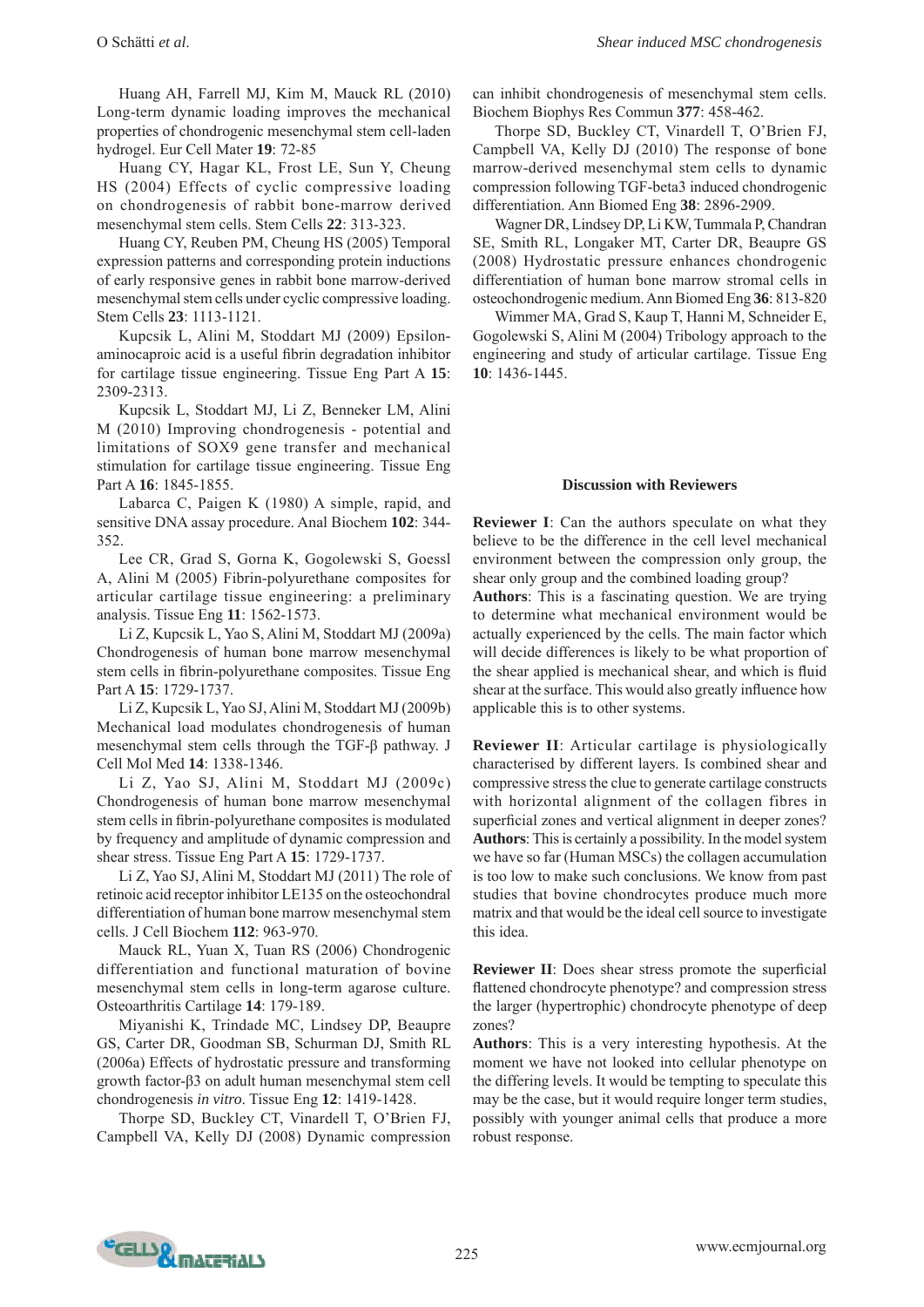Huang AH, Farrell MJ, Kim M, Mauck RL (2010) Long-term dynamic loading improves the mechanical properties of chondrogenic mesenchymal stem cell-laden hydrogel. Eur Cell Mater **19**: 72-85

Huang CY, Hagar KL, Frost LE, Sun Y, Cheung HS (2004) Effects of cyclic compressive loading on chondrogenesis of rabbit bone-marrow derived mesenchymal stem cells. Stem Cells **22**: 313-323.

Huang CY, Reuben PM, Cheung HS (2005) Temporal expression patterns and corresponding protein inductions of early responsive genes in rabbit bone marrow-derived mesenchymal stem cells under cyclic compressive loading. Stem Cells **23**: 1113-1121.

Kupcsik L, Alini M, Stoddart MJ (2009) Epsilon-aminocaproic acid is a useful fibrin degradation inhibitor for cartilage tissue engineering. Tissue Eng Part A **15**: 2309-2313.

Kupcsik L, Stoddart MJ, Li Z, Benneker LM, Alini M (2010) Improving chondrogenesis - potential and limitations of SOX9 gene transfer and mechanical stimulation for cartilage tissue engineering. Tissue Eng Part A **16**: 1845-1855.

Labarca C, Paigen K (1980) A simple, rapid, and sensitive DNA assay procedure. Anal Biochem **102**: 344-352.

Lee CR, Grad S, Gorna K, Gogolewski S, Goessl A, Alini M (2005) Fibrin-polyurethane composites for articular cartilage tissue engineering: a preliminary analysis. Tissue Eng **11**: 1562-1573.

Li Z, Kupcsik L, Yao S, Alini M, Stoddart MJ (2009a) Chondrogenesis of human bone marrow mesenchymal stem cells in fibrin-polyurethane composites. Tissue Eng Part A **15**: 1729-1737.

Li Z, Kupcsik L, Yao SJ, Alini M, Stoddart MJ (2009b) Mechanical load modulates chondrogenesis of human mesenchymal stem cells through the TGF-β pathway. J Cell Mol Med **14**: 1338-1346.

Li Z, Yao SJ, Alini M, Stoddart MJ (2009c) Chondrogenesis of human bone marrow mesenchymal stem cells in fibrin-polyurethane composites is modulated by frequency and amplitude of dynamic compression and shear stress. Tissue Eng Part A **15**: 1729-1737.

Li Z, Yao SJ, Alini M, Stoddart MJ (2011) The role of retinoic acid receptor inhibitor LE135 on the osteochondral differentiation of human bone marrow mesenchymal stem cells. J Cell Biochem **112**: 963-970.

Mauck RL, Yuan X, Tuan RS (2006) Chondrogenic differentiation and functional maturation of bovine mesenchymal stem cells in long-term agarose culture. Osteoarthritis Cartilage **14**: 179-189.

Miyanishi K, Trindade MC, Lindsey DP, Beaupre GS, Carter DR, Goodman SB, Schurman DJ, Smith RL (2006a) Effects of hydrostatic pressure and transforming growth factor-β3 on adult human mesenchymal stem cell chondrogenesis *in vitro*. Tissue Eng **12**: 1419-1428.

Thorpe SD, Buckley CT, Vinardell T, O'Brien FJ, Campbell VA, Kelly DJ (2008) Dynamic compression can inhibit chondrogenesis of mesenchymal stem cells. Biochem Biophys Res Commun **377**: 458-462.

Thorpe SD, Buckley CT, Vinardell T, O'Brien FJ, Campbell VA, Kelly DJ (2010) The response of bone marrow-derived mesenchymal stem cells to dynamic compression following TGF-beta3 induced chondrogenic differentiation. Ann Biomed Eng **38**: 2896-2909.

Wagner DR, Lindsey DP, Li KW, Tummala P, Chandran SE, Smith RL, Longaker MT, Carter DR, Beaupre GS (2008) Hydrostatic pressure enhances chondrogenic differentiation of human bone marrow stromal cells in osteochondrogenic medium. Ann Biomed Eng **36**: 813-820

Wimmer MA, Grad S, Kaup T, Hanni M, Schneider E, Gogolewski S, Alini M (2004) Tribology approach to the engineering and study of articular cartilage. Tissue Eng **10**: 1436-1445.

## Discussion with Reviewers

**Reviewer I**: Can the authors speculate on what they believe to be the difference in the cell level mechanical environment between the compression only group, the shear only group and the combined loading group?

**Authors**: This is a fascinating question. We are trying to determine what mechanical environment would be actually experienced by the cells. The main factor which will decide differences is likely to be what proportion of the shear applied is mechanical shear, and which is fluid shear at the surface. This would also greatly influence how applicable this is to other systems.

**Reviewer II**: Articular cartilage is physiologically characterised by different layers. Is combined shear and compressive stress the clue to generate cartilage constructs with horizontal alignment of the collagen fibres in superficial zones and vertical alignment in deeper zones?

**Authors**: This is certainly a possibility. In the model system we have so far (Human MSCs) the collagen accumulation is too low to make such conclusions. We know from past studies that bovine chondrocytes produce much more matrix and that would be the ideal cell source to investigate this idea.

**Reviewer II**: Does shear stress promote the superficial flattened chondrocyte phenotype? and compression stress the larger (hypertrophic) chondrocyte phenotype of deep zones?

**Authors**: This is a very interesting hypothesis. At the moment we have not looked into cellular phenotype on the differing levels. It would be tempting to speculate this may be the case, but it would require longer term studies, possibly with younger animal cells that produce a more robust response.